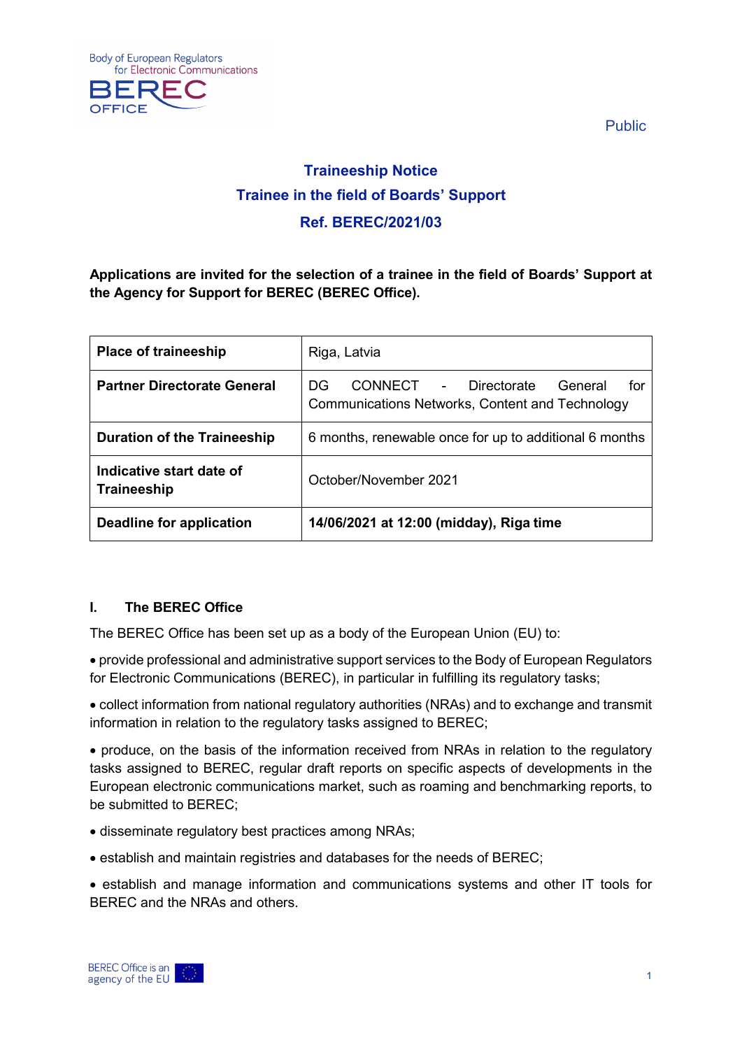Public

# Traineeship Notice

## Trainee in the field of Boards' Support

## Ref. BEREC/2021/03

**Applications are invited for the selection of a trainee in the field of Boards' Support at the Agency for Support for BEREC (BEREC Office).**

| Place of traineeship | Riga, Latvia |
| --- | --- |
| **Partner Directorate General** | DG CONNECT - Directorate General for Communications Networks, Content and Technology |
| **Duration of the Traineeship** | 6 months, renewable once for up to additional 6 months |
| **Indicative start date of Traineeship** | October/November 2021 |
| **Deadline for application** | **14/06/2021 at 12:00 (midday), Riga time** |

### I. The BEREC Office

The BEREC Office has been set up as a body of the European Union (EU) to:

- provide professional and administrative support services to the Body of European Regulators for Electronic Communications (BEREC), in particular in fulfilling its regulatory tasks;
- collect information from national regulatory authorities (NRAs) and to exchange and transmit information in relation to the regulatory tasks assigned to BEREC;
- produce, on the basis of the information received from NRAs in relation to the regulatory tasks assigned to BEREC, regular draft reports on specific aspects of developments in the European electronic communications market, such as roaming and benchmarking reports, to be submitted to BEREC;
- disseminate regulatory best practices among NRAs;
- establish and maintain registries and databases for the needs of BEREC;
- establish and manage information and communications systems and other IT tools for BEREC and the NRAs and others.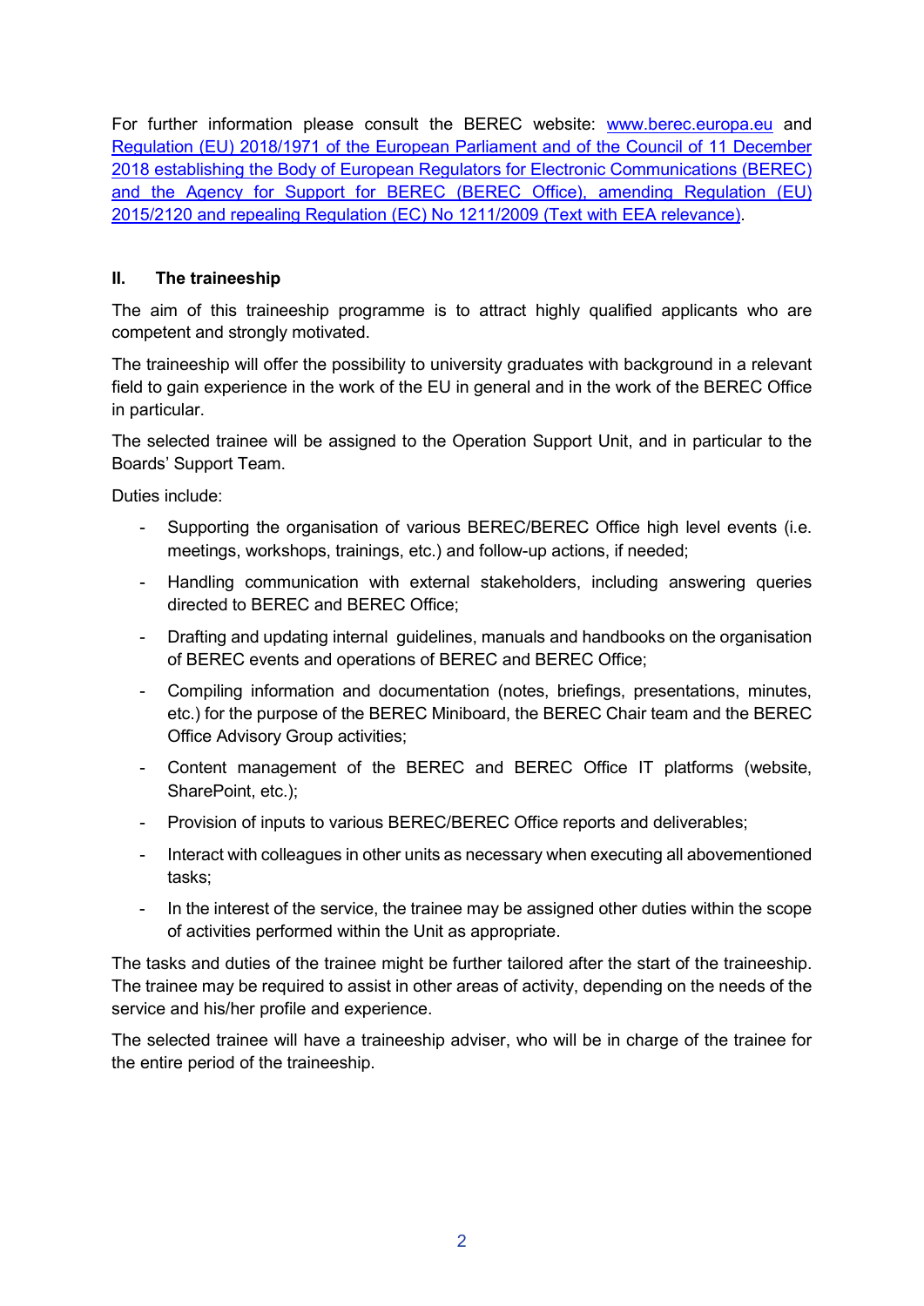For further information please consult the BEREC website: [www.berec.europa.eu](www.berec.europa.eu) and [Regulation (EU) 2018/1971 of the European Parliament and of the Council of 11 December 2018 establishing the Body of European Regulators for Electronic Communications (BEREC) and the Agency for Support for BEREC (BEREC Office), amending Regulation (EU) 2015/2120 and repealing Regulation (EC) No 1211/2009 (Text with EEA relevance)]().

## II. The traineeship

The aim of this traineeship programme is to attract highly qualified applicants who are competent and strongly motivated.

The traineeship will offer the possibility to university graduates with background in a relevant field to gain experience in the work of the EU in general and in the work of the BEREC Office in particular.

The selected trainee will be assigned to the Operation Support Unit, and in particular to the Boards' Support Team.

Duties include:

- Supporting the organisation of various BEREC/BEREC Office high level events (i.e. meetings, workshops, trainings, etc.) and follow-up actions, if needed;
- Handling communication with external stakeholders, including answering queries directed to BEREC and BEREC Office;
- Drafting and updating internal guidelines, manuals and handbooks on the organisation of BEREC events and operations of BEREC and BEREC Office;
- Compiling information and documentation (notes, briefings, presentations, minutes, etc.) for the purpose of the BEREC Miniboard, the BEREC Chair team and the BEREC Office Advisory Group activities;
- Content management of the BEREC and BEREC Office IT platforms (website, SharePoint, etc.);
- Provision of inputs to various BEREC/BEREC Office reports and deliverables;
- Interact with colleagues in other units as necessary when executing all abovementioned tasks;
- In the interest of the service, the trainee may be assigned other duties within the scope of activities performed within the Unit as appropriate.

The tasks and duties of the trainee might be further tailored after the start of the traineeship. The trainee may be required to assist in other areas of activity, depending on the needs of the service and his/her profile and experience.

The selected trainee will have a traineeship adviser, who will be in charge of the trainee for the entire period of the traineeship.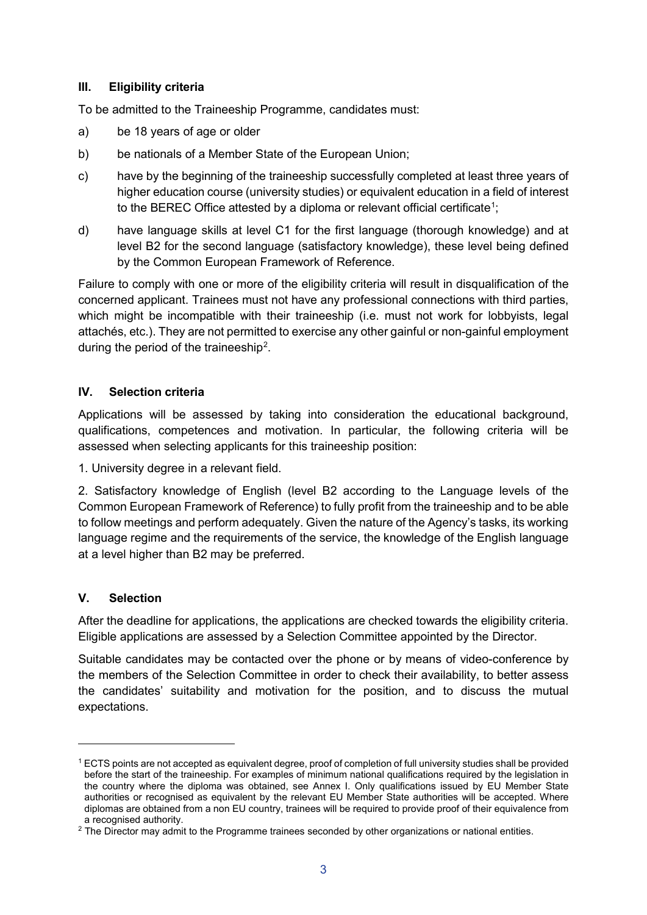## III. Eligibility criteria

To be admitted to the Traineeship Programme, candidates must:

a) be 18 years of age or older

b) be nationals of a Member State of the European Union;

c) have by the beginning of the traineeship successfully completed at least three years of higher education course (university studies) or equivalent education in a field of interest to the BEREC Office attested by a diploma or relevant official certificate[1];

d) have language skills at level C1 for the first language (thorough knowledge) and at level B2 for the second language (satisfactory knowledge), these level being defined by the Common European Framework of Reference.

Failure to comply with one or more of the eligibility criteria will result in disqualification of the concerned applicant. Trainees must not have any professional connections with third parties, which might be incompatible with their traineeship (i.e. must not work for lobbyists, legal attachés, etc.). They are not permitted to exercise any other gainful or non-gainful employment during the period of the traineeship[2].

## IV. Selection criteria

Applications will be assessed by taking into consideration the educational background, qualifications, competences and motivation. In particular, the following criteria will be assessed when selecting applicants for this traineeship position:

1. University degree in a relevant field.

2. Satisfactory knowledge of English (level B2 according to the Language levels of the Common European Framework of Reference) to fully profit from the traineeship and to be able to follow meetings and perform adequately. Given the nature of the Agency's tasks, its working language regime and the requirements of the service, the knowledge of the English language at a level higher than B2 may be preferred.

## V. Selection

After the deadline for applications, the applications are checked towards the eligibility criteria. Eligible applications are assessed by a Selection Committee appointed by the Director.

Suitable candidates may be contacted over the phone or by means of video-conference by the members of the Selection Committee in order to check their availability, to better assess the candidates' suitability and motivation for the position, and to discuss the mutual expectations.

---

[1] ECTS points are not accepted as equivalent degree, proof of completion of full university studies shall be provided before the start of the traineeship. For examples of minimum national qualifications required by the legislation in the country where the diploma was obtained, see Annex I. Only qualifications issued by EU Member State authorities or recognised as equivalent by the relevant EU Member State authorities will be accepted. Where diplomas are obtained from a non EU country, trainees will be required to provide proof of their equivalence from a recognised authority.

[2] The Director may admit to the Programme trainees seconded by other organizations or national entities.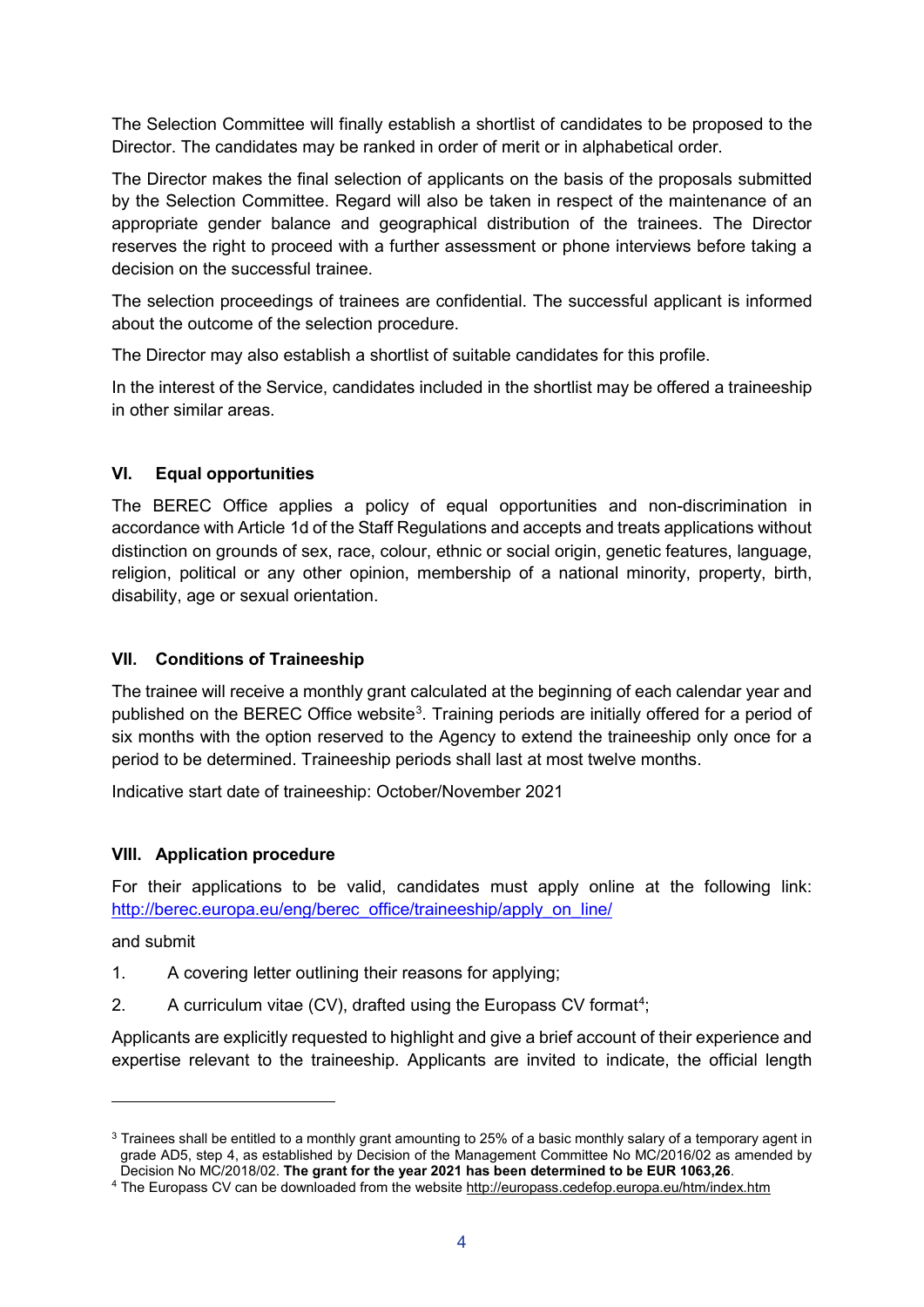The Selection Committee will finally establish a shortlist of candidates to be proposed to the Director. The candidates may be ranked in order of merit or in alphabetical order.

The Director makes the final selection of applicants on the basis of the proposals submitted by the Selection Committee. Regard will also be taken in respect of the maintenance of an appropriate gender balance and geographical distribution of the trainees. The Director reserves the right to proceed with a further assessment or phone interviews before taking a decision on the successful trainee.

The selection proceedings of trainees are confidential. The successful applicant is informed about the outcome of the selection procedure.

The Director may also establish a shortlist of suitable candidates for this profile.

In the interest of the Service, candidates included in the shortlist may be offered a traineeship in other similar areas.

## VI. Equal opportunities

The BEREC Office applies a policy of equal opportunities and non-discrimination in accordance with Article 1d of the Staff Regulations and accepts and treats applications without distinction on grounds of sex, race, colour, ethnic or social origin, genetic features, language, religion, political or any other opinion, membership of a national minority, property, birth, disability, age or sexual orientation.

## VII. Conditions of Traineeship

The trainee will receive a monthly grant calculated at the beginning of each calendar year and published on the BEREC Office website[3]. Training periods are initially offered for a period of six months with the option reserved to the Agency to extend the traineeship only once for a period to be determined. Traineeship periods shall last at most twelve months.

Indicative start date of traineeship: October/November 2021

## VIII. Application procedure

For their applications to be valid, candidates must apply online at the following link: [http://berec.europa.eu/eng/berec_office/traineeship/apply_on_line/](http://berec.europa.eu/eng/berec_office/traineeship/apply_on_line/)

and submit

1. A covering letter outlining their reasons for applying;
2. A curriculum vitae (CV), drafted using the Europass CV format[4];

Applicants are explicitly requested to highlight and give a brief account of their experience and expertise relevant to the traineeship. Applicants are invited to indicate, the official length

---

[3] Trainees shall be entitled to a monthly grant amounting to 25% of a basic monthly salary of a temporary agent in grade AD5, step 4, as established by Decision of the Management Committee No MC/2016/02 as amended by Decision No MC/2018/02. **The grant for the year 2021 has been determined to be EUR 1063,26**.

[4] The Europass CV can be downloaded from the website [http://europass.cedefop.europa.eu/htm/index.htm](http://europass.cedefop.europa.eu/htm/index.htm)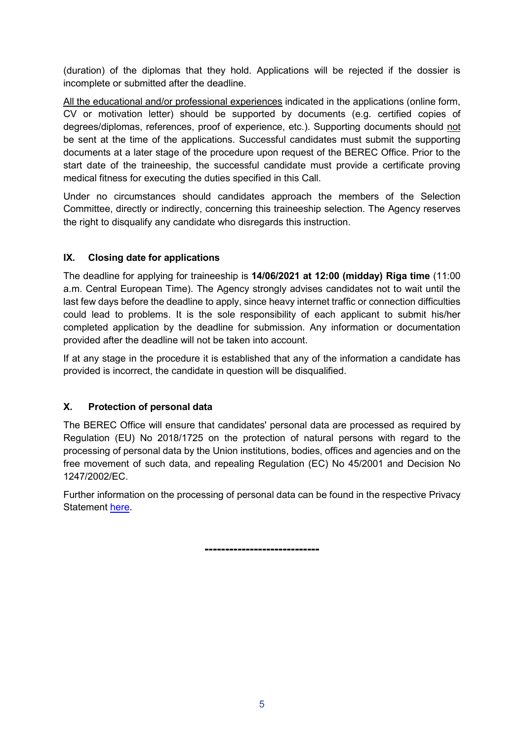(duration) of the diplomas that they hold. Applications will be rejected if the dossier is incomplete or submitted after the deadline.

All the educational and/or professional experiences indicated in the applications (online form, CV or motivation letter) should be supported by documents (e.g. certified copies of degrees/diplomas, references, proof of experience, etc.). Supporting documents should not be sent at the time of the applications. Successful candidates must submit the supporting documents at a later stage of the procedure upon request of the BEREC Office. Prior to the start date of the traineeship, the successful candidate must provide a certificate proving medical fitness for executing the duties specified in this Call.

Under no circumstances should candidates approach the members of the Selection Committee, directly or indirectly, concerning this traineeship selection. The Agency reserves the right to disqualify any candidate who disregards this instruction.

## IX. Closing date for applications

The deadline for applying for traineeship is **14/06/2021 at 12:00 (midday) Riga time** (11:00 a.m. Central European Time). The Agency strongly advises candidates not to wait until the last few days before the deadline to apply, since heavy internet traffic or connection difficulties could lead to problems. It is the sole responsibility of each applicant to submit his/her completed application by the deadline for submission. Any information or documentation provided after the deadline will not be taken into account.

If at any stage in the procedure it is established that any of the information a candidate has provided is incorrect, the candidate in question will be disqualified.

## X. Protection of personal data

The BEREC Office will ensure that candidates' personal data are processed as required by Regulation (EU) No 2018/1725 on the protection of natural persons with regard to the processing of personal data by the Union institutions, bodies, offices and agencies and on the free movement of such data, and repealing Regulation (EC) No 45/2001 and Decision No 1247/2002/EC.

Further information on the processing of personal data can be found in the respective Privacy Statement here.

---------------------------